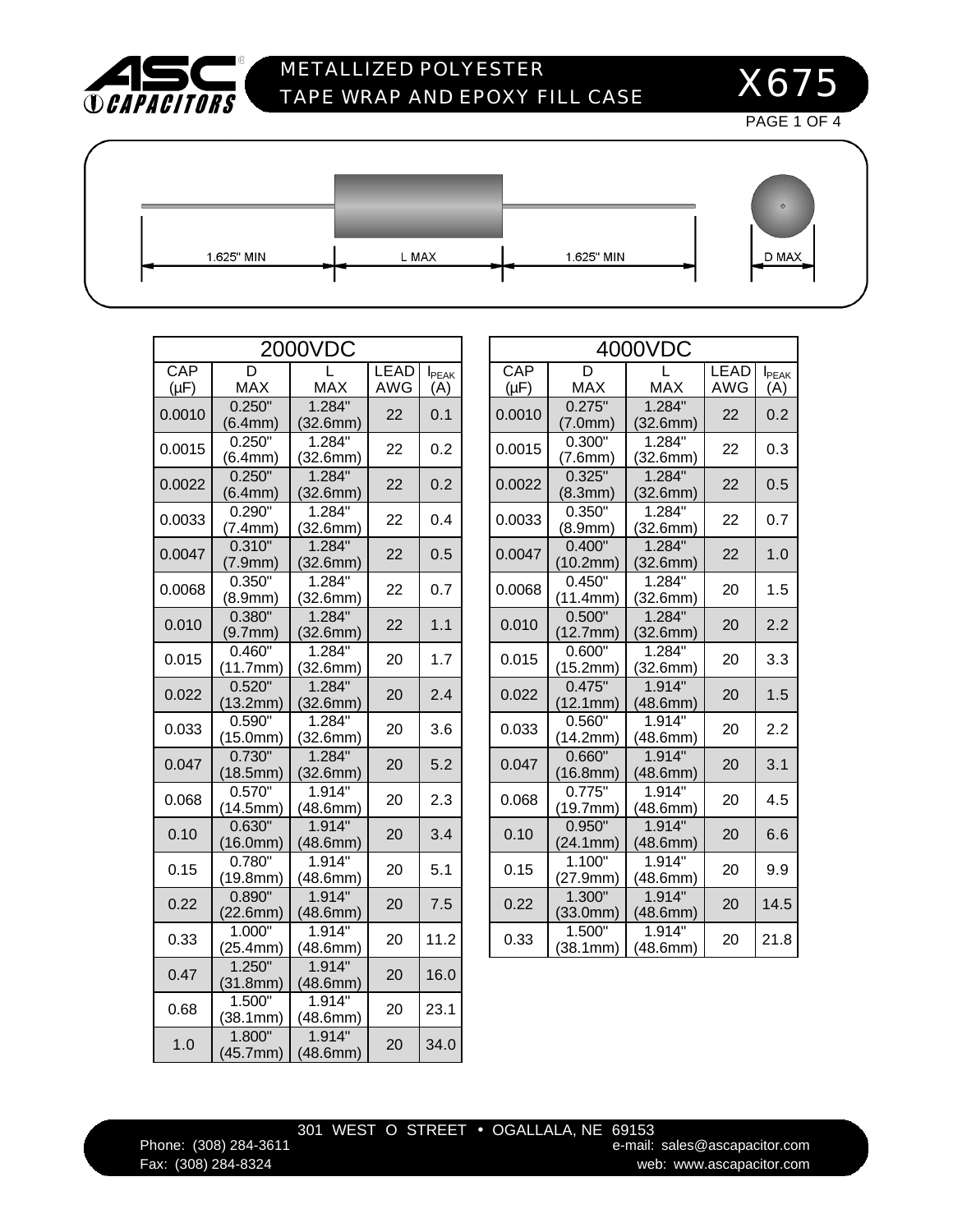# METALLIZED POLYESTER TAPE WRAP AND EPOXY FILL CASE

## X675

1.625" MIN | L MAX | 1.625" MIN | D MAX

| 2000VDC | | | | |
|---|---|---|---|---|
| CAP (µF) | D MAX | L MAX | LEAD AWG | $I_{PEAK}$ (A) |
| 0.0010 | 0.250" (6.4mm) | 1.284" (32.6mm) | 22 | 0.1 |
| 0.0015 | 0.250" (6.4mm) | 1.284" (32.6mm) | 22 | 0.2 |
| 0.0022 | 0.250" (6.4mm) | 1.284" (32.6mm) | 22 | 0.2 |
| 0.0033 | 0.290" (7.4mm) | 1.284" (32.6mm) | 22 | 0.4 |
| 0.0047 | 0.310" (7.9mm) | 1.284" (32.6mm) | 22 | 0.5 |
| 0.0068 | 0.350" (8.9mm) | 1.284" (32.6mm) | 22 | 0.7 |
| 0.010 | 0.380" (9.7mm) | 1.284" (32.6mm) | 22 | 1.1 |
| 0.015 | 0.460" (11.7mm) | 1.284" (32.6mm) | 20 | 1.7 |
| 0.022 | 0.520" (13.2mm) | 1.284" (32.6mm) | 20 | 2.4 |
| 0.033 | 0.590" (15.0mm) | 1.284" (32.6mm) | 20 | 3.6 |
| 0.047 | 0.730" (18.5mm) | 1.284" (32.6mm) | 20 | 5.2 |
| 0.068 | 0.570" (14.5mm) | 1.914" (48.6mm) | 20 | 2.3 |
| 0.10 | 0.630" (16.0mm) | 1.914" (48.6mm) | 20 | 3.4 |
| 0.15 | 0.780" (19.8mm) | 1.914" (48.6mm) | 20 | 5.1 |
| 0.22 | 0.890" (22.6mm) | 1.914" (48.6mm) | 20 | 7.5 |
| 0.33 | 1.000" (25.4mm) | 1.914" (48.6mm) | 20 | 11.2 |
| 0.47 | 1.250" (31.8mm) | 1.914" (48.6mm) | 20 | 16.0 |
| 0.68 | 1.500" (38.1mm) | 1.914" (48.6mm) | 20 | 23.1 |
| 1.0 | 1.800" (45.7mm) | 1.914" (48.6mm) | 20 | 34.0 |

| 4000VDC | | | | |
|---|---|---|---|---|
| CAP (µF) | D MAX | L MAX | LEAD AWG | $I_{PEAK}$ (A) |
| 0.0010 | 0.275" (7.0mm) | 1.284" (32.6mm) | 22 | 0.2 |
| 0.0015 | 0.300" (7.6mm) | 1.284" (32.6mm) | 22 | 0.3 |
| 0.0022 | 0.325" (8.3mm) | 1.284" (32.6mm) | 22 | 0.5 |
| 0.0033 | 0.350" (8.9mm) | 1.284" (32.6mm) | 22 | 0.7 |
| 0.0047 | 0.400" (10.2mm) | 1.284" (32.6mm) | 22 | 1.0 |
| 0.0068 | 0.450" (11.4mm) | 1.284" (32.6mm) | 20 | 1.5 |
| 0.010 | 0.500" (12.7mm) | 1.284" (32.6mm) | 20 | 2.2 |
| 0.015 | 0.600" (15.2mm) | 1.284" (32.6mm) | 20 | 3.3 |
| 0.022 | 0.475" (12.1mm) | 1.914" (48.6mm) | 20 | 1.5 |
| 0.033 | 0.560" (14.2mm) | 1.914" (48.6mm) | 20 | 2.2 |
| 0.047 | 0.660" (16.8mm) | 1.914" (48.6mm) | 20 | 3.1 |
| 0.068 | 0.775" (19.7mm) | 1.914" (48.6mm) | 20 | 4.5 |
| 0.10 | 0.950" (24.1mm) | 1.914" (48.6mm) | 20 | 6.6 |
| 0.15 | 1.100" (27.9mm) | 1.914" (48.6mm) | 20 | 9.9 |
| 0.22 | 1.300" (33.0mm) | 1.914" (48.6mm) | 20 | 14.5 |
| 0.33 | 1.500" (38.1mm) | 1.914" (48.6mm) | 20 | 21.8 |

301 WEST O STREET • OGALLALA, NE 69153
Phone: (308) 284-3611
Fax: (308) 284-8324
e-mail: sales@ascapacitor.com
web: www.ascapacitor.com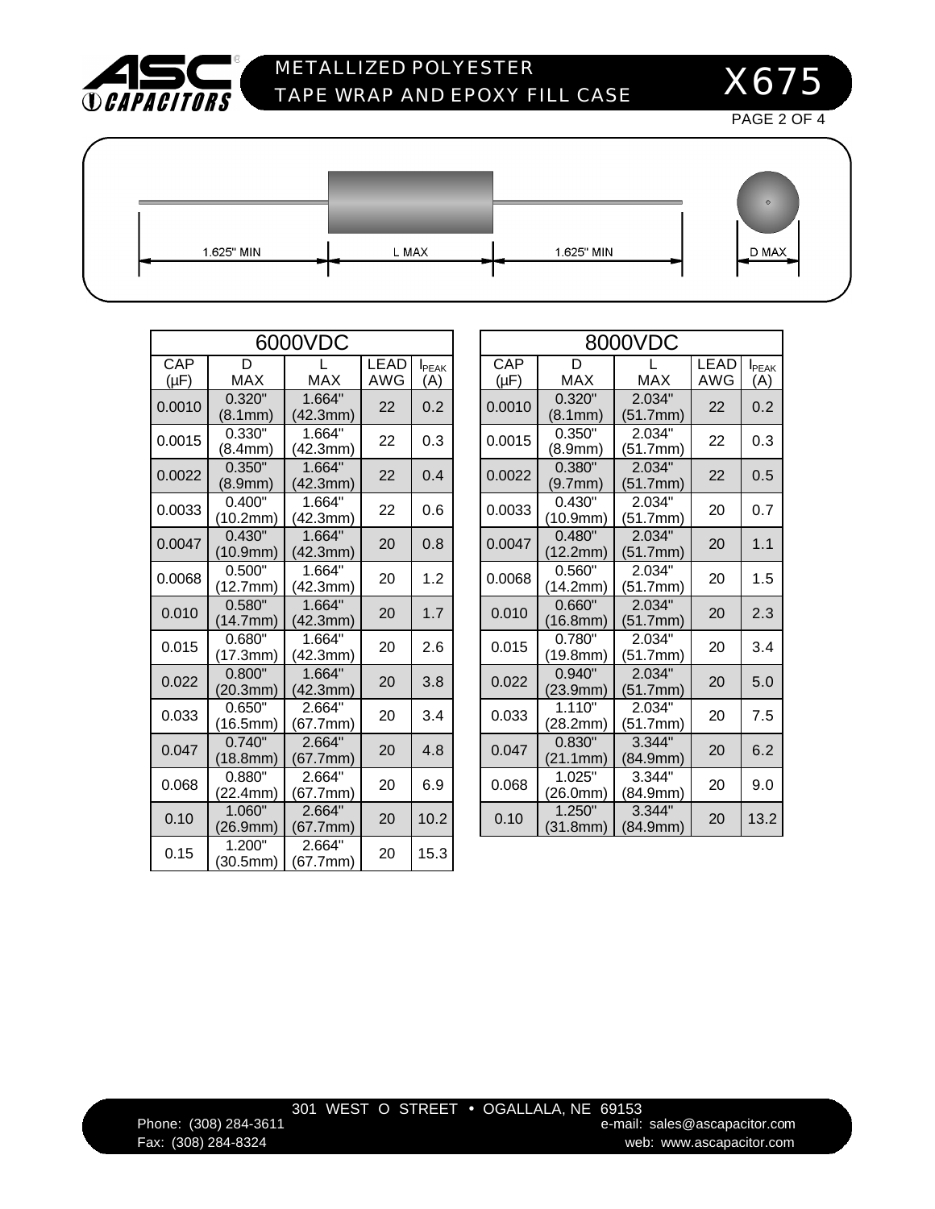# METALLIZED POLYESTER TAPE WRAP AND EPOXY FILL CASE

## X675

1.625" MIN | L MAX | 1.625" MIN | D MAX

| 6000VDC | | | | |
|---|---|---|---|---|
| CAP (µF) | D MAX | L MAX | LEAD AWG | $I_{PEAK}$ (A) |
| 0.0010 | 0.320" (8.1mm) | 1.664" (42.3mm) | 22 | 0.2 |
| 0.0015 | 0.330" (8.4mm) | 1.664" (42.3mm) | 22 | 0.3 |
| 0.0022 | 0.350" (8.9mm) | 1.664" (42.3mm) | 22 | 0.4 |
| 0.0033 | 0.400" (10.2mm) | 1.664" (42.3mm) | 22 | 0.6 |
| 0.0047 | 0.430" (10.9mm) | 1.664" (42.3mm) | 20 | 0.8 |
| 0.0068 | 0.500" (12.7mm) | 1.664" (42.3mm) | 20 | 1.2 |
| 0.010 | 0.580" (14.7mm) | 1.664" (42.3mm) | 20 | 1.7 |
| 0.015 | 0.680" (17.3mm) | 1.664" (42.3mm) | 20 | 2.6 |
| 0.022 | 0.800" (20.3mm) | 1.664" (42.3mm) | 20 | 3.8 |
| 0.033 | 0.650" (16.5mm) | 2.664" (67.7mm) | 20 | 3.4 |
| 0.047 | 0.740" (18.8mm) | 2.664" (67.7mm) | 20 | 4.8 |
| 0.068 | 0.880" (22.4mm) | 2.664" (67.7mm) | 20 | 6.9 |
| 0.10 | 1.060" (26.9mm) | 2.664" (67.7mm) | 20 | 10.2 |
| 0.15 | 1.200" (30.5mm) | 2.664" (67.7mm) | 20 | 15.3 |

| 8000VDC | | | | |
|---|---|---|---|---|
| CAP (µF) | D MAX | L MAX | LEAD AWG | $I_{PEAK}$ (A) |
| 0.0010 | 0.320" (8.1mm) | 2.034" (51.7mm) | 22 | 0.2 |
| 0.0015 | 0.350" (8.9mm) | 2.034" (51.7mm) | 22 | 0.3 |
| 0.0022 | 0.380" (9.7mm) | 2.034" (51.7mm) | 22 | 0.5 |
| 0.0033 | 0.430" (10.9mm) | 2.034" (51.7mm) | 20 | 0.7 |
| 0.0047 | 0.480" (12.2mm) | 2.034" (51.7mm) | 20 | 1.1 |
| 0.0068 | 0.560" (14.2mm) | 2.034" (51.7mm) | 20 | 1.5 |
| 0.010 | 0.660" (16.8mm) | 2.034" (51.7mm) | 20 | 2.3 |
| 0.015 | 0.780" (19.8mm) | 2.034" (51.7mm) | 20 | 3.4 |
| 0.022 | 0.940" (23.9mm) | 2.034" (51.7mm) | 20 | 5.0 |
| 0.033 | 1.110" (28.2mm) | 2.034" (51.7mm) | 20 | 7.5 |
| 0.047 | 0.830" (21.1mm) | 3.344" (84.9mm) | 20 | 6.2 |
| 0.068 | 1.025" (26.0mm) | 3.344" (84.9mm) | 20 | 9.0 |
| 0.10 | 1.250" (31.8mm) | 3.344" (84.9mm) | 20 | 13.2 |

301 WEST O STREET • OGALLALA, NE 69153

Phone: (308) 284-3611
Fax: (308) 284-8324

e-mail: sales@ascapacitor.com
web: www.ascapacitor.com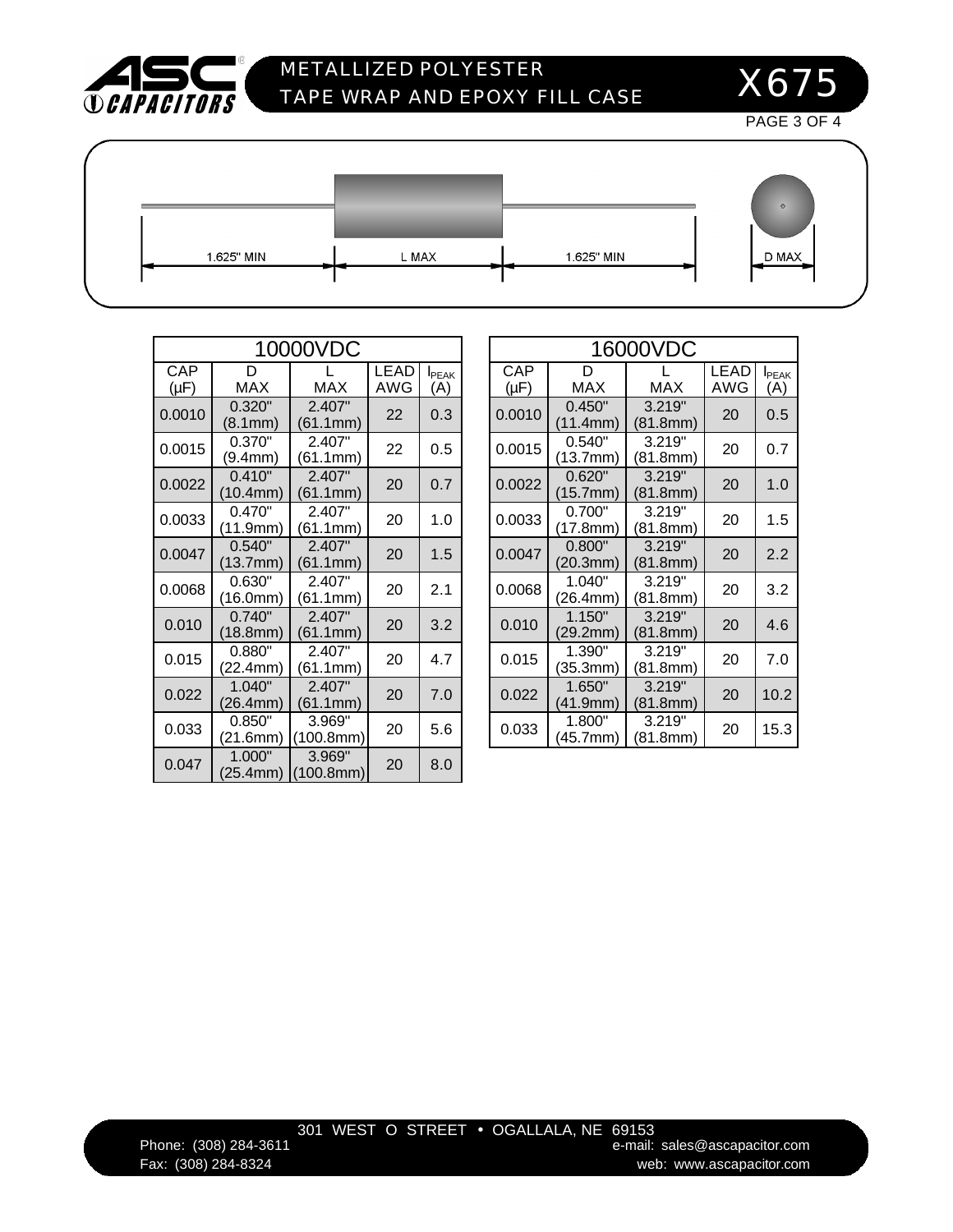# METALLIZED POLYESTER TAPE WRAP AND EPOXY FILL CASE

## X675

1.625" MIN | L MAX | 1.625" MIN | D MAX

| 10000VDC | | | | |
|---|---|---|---|---|
| CAP (μF) | D MAX | L MAX | LEAD AWG | $I_{PEAK}$ (A) |
| 0.0010 | 0.320" (8.1mm) | 2.407" (61.1mm) | 22 | 0.3 |
| 0.0015 | 0.370" (9.4mm) | 2.407" (61.1mm) | 22 | 0.5 |
| 0.0022 | 0.410" (10.4mm) | 2.407" (61.1mm) | 20 | 0.7 |
| 0.0033 | 0.470" (11.9mm) | 2.407" (61.1mm) | 20 | 1.0 |
| 0.0047 | 0.540" (13.7mm) | 2.407" (61.1mm) | 20 | 1.5 |
| 0.0068 | 0.630" (16.0mm) | 2.407" (61.1mm) | 20 | 2.1 |
| 0.010 | 0.740" (18.8mm) | 2.407" (61.1mm) | 20 | 3.2 |
| 0.015 | 0.880" (22.4mm) | 2.407" (61.1mm) | 20 | 4.7 |
| 0.022 | 1.040" (26.4mm) | 2.407" (61.1mm) | 20 | 7.0 |
| 0.033 | 0.850" (21.6mm) | 3.969" (100.8mm) | 20 | 5.6 |
| 0.047 | 1.000" (25.4mm) | 3.969" (100.8mm) | 20 | 8.0 |

| 16000VDC | | | | |
|---|---|---|---|---|
| CAP (μF) | D MAX | L MAX | LEAD AWG | $I_{PEAK}$ (A) |
| 0.0010 | 0.450" (11.4mm) | 3.219" (81.8mm) | 20 | 0.5 |
| 0.0015 | 0.540" (13.7mm) | 3.219" (81.8mm) | 20 | 0.7 |
| 0.0022 | 0.620" (15.7mm) | 3.219" (81.8mm) | 20 | 1.0 |
| 0.0033 | 0.700" (17.8mm) | 3.219" (81.8mm) | 20 | 1.5 |
| 0.0047 | 0.800" (20.3mm) | 3.219" (81.8mm) | 20 | 2.2 |
| 0.0068 | 1.040" (26.4mm) | 3.219" (81.8mm) | 20 | 3.2 |
| 0.010 | 1.150" (29.2mm) | 3.219" (81.8mm) | 20 | 4.6 |
| 0.015 | 1.390" (35.3mm) | 3.219" (81.8mm) | 20 | 7.0 |
| 0.022 | 1.650" (41.9mm) | 3.219" (81.8mm) | 20 | 10.2 |
| 0.033 | 1.800" (45.7mm) | 3.219" (81.8mm) | 20 | 15.3 |

301 WEST O STREET • OGALLALA, NE 69153

Phone: (308) 284-3611
Fax: (308) 284-8324

e-mail: sales@ascapacitor.com
web: www.ascapacitor.com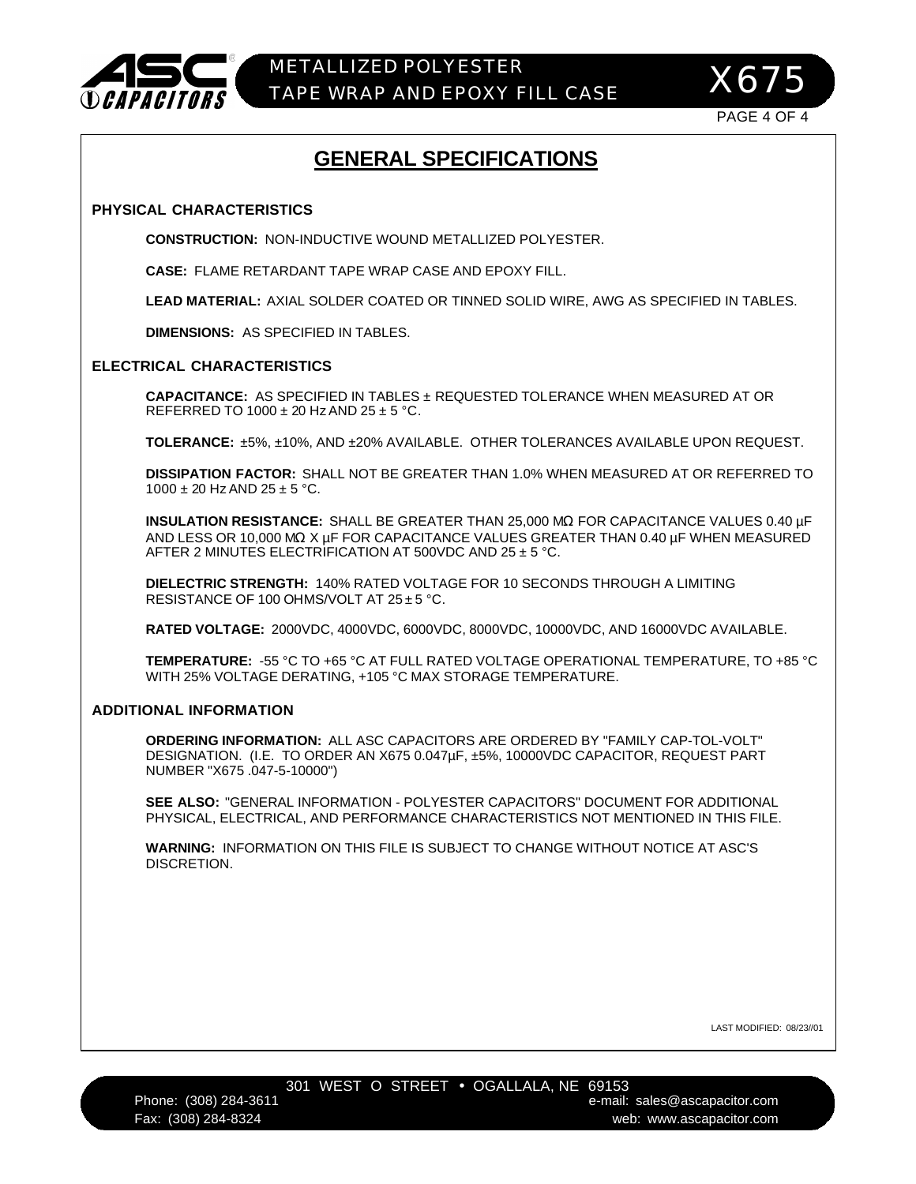# GENERAL SPECIFICATIONS

## PHYSICAL CHARACTERISTICS

**CONSTRUCTION:** NON-INDUCTIVE WOUND METALLIZED POLYESTER.

**CASE:** FLAME RETARDANT TAPE WRAP CASE AND EPOXY FILL.

**LEAD MATERIAL:** AXIAL SOLDER COATED OR TINNED SOLID WIRE, AWG AS SPECIFIED IN TABLES.

**DIMENSIONS:** AS SPECIFIED IN TABLES.

## ELECTRICAL CHARACTERISTICS

**CAPACITANCE:** AS SPECIFIED IN TABLES ± REQUESTED TOLERANCE WHEN MEASURED AT OR REFERRED TO 1000 ± 20 Hz AND 25 ± 5 °C.

**TOLERANCE:** ±5%, ±10%, AND ±20% AVAILABLE. OTHER TOLERANCES AVAILABLE UPON REQUEST.

**DISSIPATION FACTOR:** SHALL NOT BE GREATER THAN 1.0% WHEN MEASURED AT OR REFERRED TO 1000 ± 20 Hz AND 25 ± 5 °C.

**INSULATION RESISTANCE:** SHALL BE GREATER THAN 25,000 MΩ FOR CAPACITANCE VALUES 0.40 µF AND LESS OR 10,000 MΩ X µF FOR CAPACITANCE VALUES GREATER THAN 0.40 µF WHEN MEASURED AFTER 2 MINUTES ELECTRIFICATION AT 500VDC AND 25 ± 5 °C.

**DIELECTRIC STRENGTH:** 140% RATED VOLTAGE FOR 10 SECONDS THROUGH A LIMITING RESISTANCE OF 100 OHMS/VOLT AT 25 ± 5 °C.

**RATED VOLTAGE:** 2000VDC, 4000VDC, 6000VDC, 8000VDC, 10000VDC, AND 16000VDC AVAILABLE.

**TEMPERATURE:** -55 °C TO +65 °C AT FULL RATED VOLTAGE OPERATIONAL TEMPERATURE, TO +85 °C WITH 25% VOLTAGE DERATING, +105 °C MAX STORAGE TEMPERATURE.

## ADDITIONAL INFORMATION

**ORDERING INFORMATION:** ALL ASC CAPACITORS ARE ORDERED BY "FAMILY CAP-TOL-VOLT" DESIGNATION. (I.E. TO ORDER AN X675 0.047µF, ±5%, 10000VDC CAPACITOR, REQUEST PART NUMBER "X675 .047-5-10000")

**SEE ALSO:** "GENERAL INFORMATION - POLYESTER CAPACITORS" DOCUMENT FOR ADDITIONAL PHYSICAL, ELECTRICAL, AND PERFORMANCE CHARACTERISTICS NOT MENTIONED IN THIS FILE.

**WARNING:** INFORMATION ON THIS FILE IS SUBJECT TO CHANGE WITHOUT NOTICE AT ASC'S DISCRETION.

LAST MODIFIED: 08/23//01